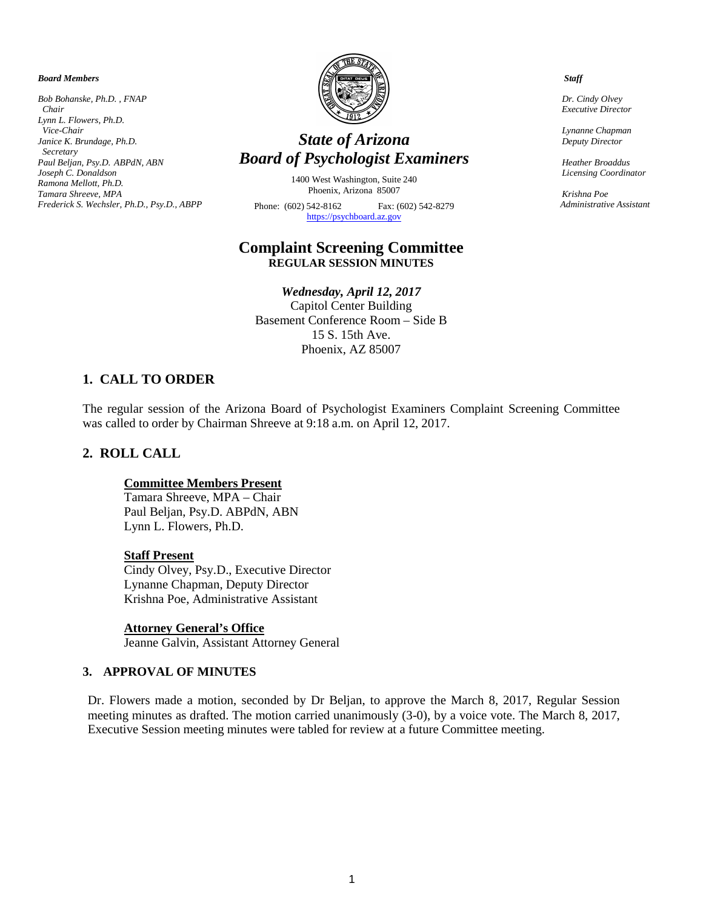**Board Members**

*Bob Bohanske, Ph.D. , FNAP*
*Chair*
*Lynn L. Flowers, Ph.D.*
*Vice-Chair*
*Janice K. Brundage, Ph.D.*
*Secretary*
*Paul Beljan, Psy.D. ABPdN, ABN*
*Joseph C. Donaldson*
*Ramona Mellott, Ph.D.*
*Tamara Shreeve, MPA*
*Frederick S. Wechsler, Ph.D., Psy.D., ABPP*

# *State of Arizona*
# *Board of Psychologist Examiners*

1400 West Washington, Suite 240
Phoenix, Arizona 85007

Phone: (602) 542-8162 Fax: (602) 542-8279
https://psychboard.az.gov

**Staff**

*Dr. Cindy Olvey*
*Executive Director*

*Lynanne Chapman*
*Deputy Director*

*Heather Broaddus*
*Licensing Coordinator*

*Krishna Poe*
*Administrative Assistant*

## Complaint Screening Committee
**REGULAR SESSION MINUTES**

***Wednesday, April 12, 2017***
Capitol Center Building
Basement Conference Room – Side B
15 S. 15th Ave.
Phoenix, AZ 85007

## 1. CALL TO ORDER

The regular session of the Arizona Board of Psychologist Examiners Complaint Screening Committee was called to order by Chairman Shreeve at 9:18 a.m. on April 12, 2017.

## 2. ROLL CALL

**Committee Members Present**
Tamara Shreeve, MPA – Chair
Paul Beljan, Psy.D. ABPdN, ABN
Lynn L. Flowers, Ph.D.

**Staff Present**
Cindy Olvey, Psy.D., Executive Director
Lynanne Chapman, Deputy Director
Krishna Poe, Administrative Assistant

**Attorney General's Office**
Jeanne Galvin, Assistant Attorney General

### 3. APPROVAL OF MINUTES

Dr. Flowers made a motion, seconded by Dr Beljan, to approve the March 8, 2017, Regular Session meeting minutes as drafted. The motion carried unanimously (3-0), by a voice vote. The March 8, 2017, Executive Session meeting minutes were tabled for review at a future Committee meeting.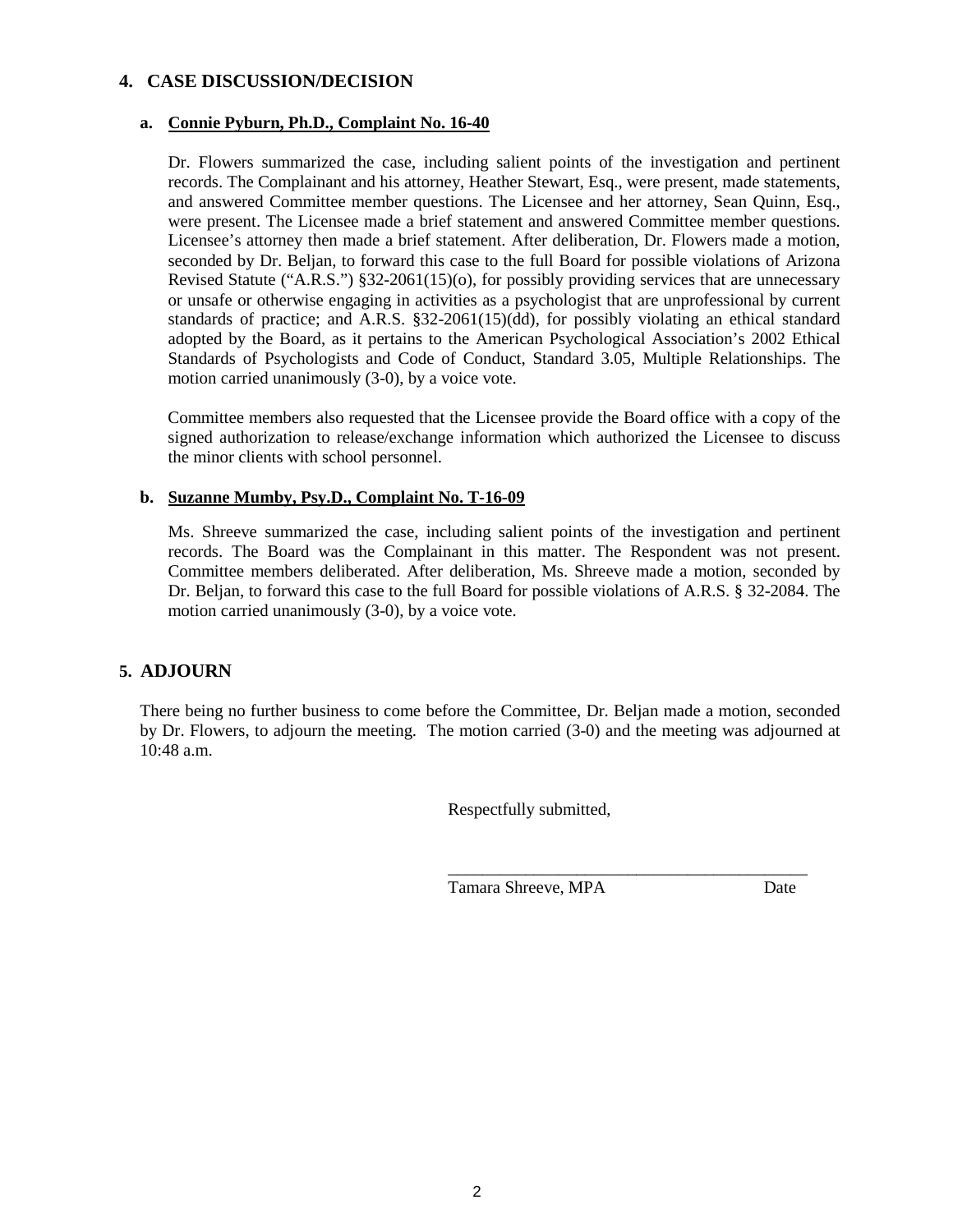## 4. CASE DISCUSSION/DECISION

### a. Connie Pyburn, Ph.D., Complaint No. 16-40

Dr. Flowers summarized the case, including salient points of the investigation and pertinent records. The Complainant and his attorney, Heather Stewart, Esq., were present, made statements, and answered Committee member questions. The Licensee and her attorney, Sean Quinn, Esq., were present. The Licensee made a brief statement and answered Committee member questions. Licensee's attorney then made a brief statement. After deliberation, Dr. Flowers made a motion, seconded by Dr. Beljan, to forward this case to the full Board for possible violations of Arizona Revised Statute ("A.R.S.") §32-2061(15)(o), for possibly providing services that are unnecessary or unsafe or otherwise engaging in activities as a psychologist that are unprofessional by current standards of practice; and A.R.S. §32-2061(15)(dd), for possibly violating an ethical standard adopted by the Board, as it pertains to the American Psychological Association's 2002 Ethical Standards of Psychologists and Code of Conduct, Standard 3.05, Multiple Relationships. The motion carried unanimously (3-0), by a voice vote.

Committee members also requested that the Licensee provide the Board office with a copy of the signed authorization to release/exchange information which authorized the Licensee to discuss the minor clients with school personnel.

### b. Suzanne Mumby, Psy.D., Complaint No. T-16-09

Ms. Shreeve summarized the case, including salient points of the investigation and pertinent records. The Board was the Complainant in this matter. The Respondent was not present. Committee members deliberated. After deliberation, Ms. Shreeve made a motion, seconded by Dr. Beljan, to forward this case to the full Board for possible violations of A.R.S. § 32-2084. The motion carried unanimously (3-0), by a voice vote.

## 5. ADJOURN

There being no further business to come before the Committee, Dr. Beljan made a motion, seconded by Dr. Flowers, to adjourn the meeting. The motion carried (3-0) and the meeting was adjourned at 10:48 a.m.

Respectfully submitted,

\_\_\_\_\_\_\_\_\_\_\_\_\_\_\_\_\_\_\_\_\_\_\_\_\_\_\_\_\_\_\_\_\_\_\_\_\_\_\_\_\_\_

Tamara Shreeve, MPA Date